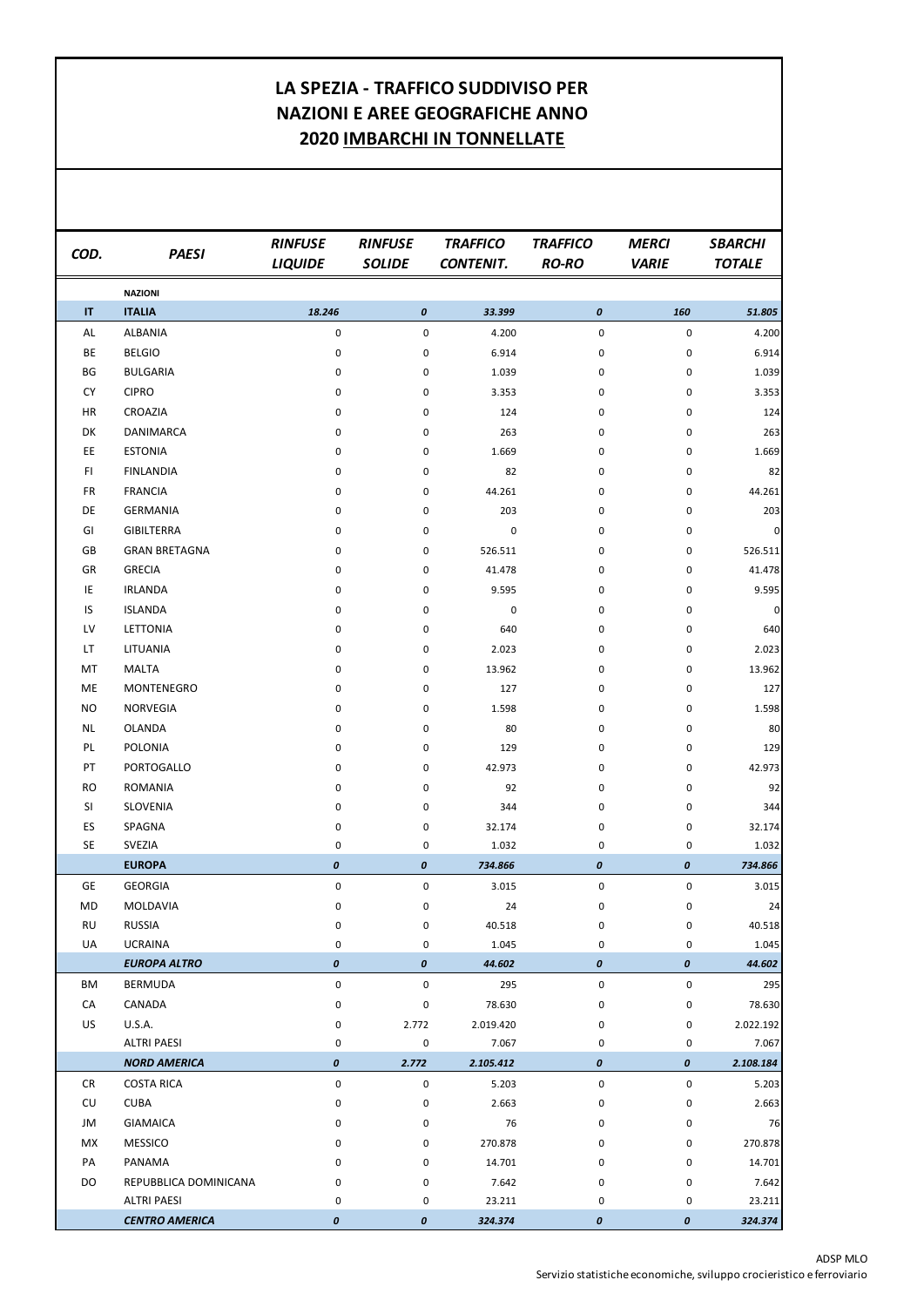# LA SPEZIA - TRAFFICO SUDDIVISO PER NAZIONI E AREE GEOGRAFICHE ANNO 2020 IMBARCHI IN TONNELLATE

| COD. | PAESI | *RINFUSE LIQUIDE* | *RINFUSE SOLIDE* | *TRAFFICO CONTENIT.* | *TRAFFICO RO-RO* | *MERCI VARIE* | *SBARCHI TOTALE* |
|---|---|---|---|---|---|---|---|
| | **NAZIONI** | | | | | | |
| **IT** | **ITALIA** | ***18.246*** | ***0*** | ***33.399*** | ***0*** | ***160*** | ***51.805*** |
| AL | ALBANIA | 0 | 0 | 4.200 | 0 | 0 | 4.200 |
| BE | BELGIO | 0 | 0 | 6.914 | 0 | 0 | 6.914 |
| BG | BULGARIA | 0 | 0 | 1.039 | 0 | 0 | 1.039 |
| CY | CIPRO | 0 | 0 | 3.353 | 0 | 0 | 3.353 |
| HR | CROAZIA | 0 | 0 | 124 | 0 | 0 | 124 |
| DK | DANIMARCA | 0 | 0 | 263 | 0 | 0 | 263 |
| EE | ESTONIA | 0 | 0 | 1.669 | 0 | 0 | 1.669 |
| FI | FINLANDIA | 0 | 0 | 82 | 0 | 0 | 82 |
| FR | FRANCIA | 0 | 0 | 44.261 | 0 | 0 | 44.261 |
| DE | GERMANIA | 0 | 0 | 203 | 0 | 0 | 203 |
| GI | GIBILTERRA | 0 | 0 | 0 | 0 | 0 | 0 |
| GB | GRAN BRETAGNA | 0 | 0 | 526.511 | 0 | 0 | 526.511 |
| GR | GRECIA | 0 | 0 | 41.478 | 0 | 0 | 41.478 |
| IE | IRLANDA | 0 | 0 | 9.595 | 0 | 0 | 9.595 |
| IS | ISLANDA | 0 | 0 | 0 | 0 | 0 | 0 |
| LV | LETTONIA | 0 | 0 | 640 | 0 | 0 | 640 |
| LT | LITUANIA | 0 | 0 | 2.023 | 0 | 0 | 2.023 |
| MT | MALTA | 0 | 0 | 13.962 | 0 | 0 | 13.962 |
| ME | MONTENEGRO | 0 | 0 | 127 | 0 | 0 | 127 |
| NO | NORVEGIA | 0 | 0 | 1.598 | 0 | 0 | 1.598 |
| NL | OLANDA | 0 | 0 | 80 | 0 | 0 | 80 |
| PL | POLONIA | 0 | 0 | 129 | 0 | 0 | 129 |
| PT | PORTOGALLO | 0 | 0 | 42.973 | 0 | 0 | 42.973 |
| RO | ROMANIA | 0 | 0 | 92 | 0 | 0 | 92 |
| SI | SLOVENIA | 0 | 0 | 344 | 0 | 0 | 344 |
| ES | SPAGNA | 0 | 0 | 32.174 | 0 | 0 | 32.174 |
| SE | SVEZIA | 0 | 0 | 1.032 | 0 | 0 | 1.032 |
| | ***EUROPA*** | ***0*** | ***0*** | ***734.866*** | ***0*** | ***0*** | ***734.866*** |
| GE | GEORGIA | 0 | 0 | 3.015 | 0 | 0 | 3.015 |
| MD | MOLDAVIA | 0 | 0 | 24 | 0 | 0 | 24 |
| RU | RUSSIA | 0 | 0 | 40.518 | 0 | 0 | 40.518 |
| UA | UCRAINA | 0 | 0 | 1.045 | 0 | 0 | 1.045 |
| | ***EUROPA ALTRO*** | ***0*** | ***0*** | ***44.602*** | ***0*** | ***0*** | ***44.602*** |
| BM | BERMUDA | 0 | 0 | 295 | 0 | 0 | 295 |
| CA | CANADA | 0 | 0 | 78.630 | 0 | 0 | 78.630 |
| US | U.S.A. | 0 | 2.772 | 2.019.420 | 0 | 0 | 2.022.192 |
| | ALTRI PAESI | 0 | 0 | 7.067 | 0 | 0 | 7.067 |
| | ***NORD AMERICA*** | ***0*** | ***2.772*** | ***2.105.412*** | ***0*** | ***0*** | ***2.108.184*** |
| CR | COSTA RICA | 0 | 0 | 5.203 | 0 | 0 | 5.203 |
| CU | CUBA | 0 | 0 | 2.663 | 0 | 0 | 2.663 |
| JM | GIAMAICA | 0 | 0 | 76 | 0 | 0 | 76 |
| MX | MESSICO | 0 | 0 | 270.878 | 0 | 0 | 270.878 |
| PA | PANAMA | 0 | 0 | 14.701 | 0 | 0 | 14.701 |
| DO | REPUBBLICA DOMINICANA | 0 | 0 | 7.642 | 0 | 0 | 7.642 |
| | ALTRI PAESI | 0 | 0 | 23.211 | 0 | 0 | 23.211 |
| | ***CENTRO AMERICA*** | ***0*** | ***0*** | ***324.374*** | ***0*** | ***0*** | ***324.374*** |

ADSP MLO
Servizio statistiche economiche, sviluppo crocieristico e ferroviario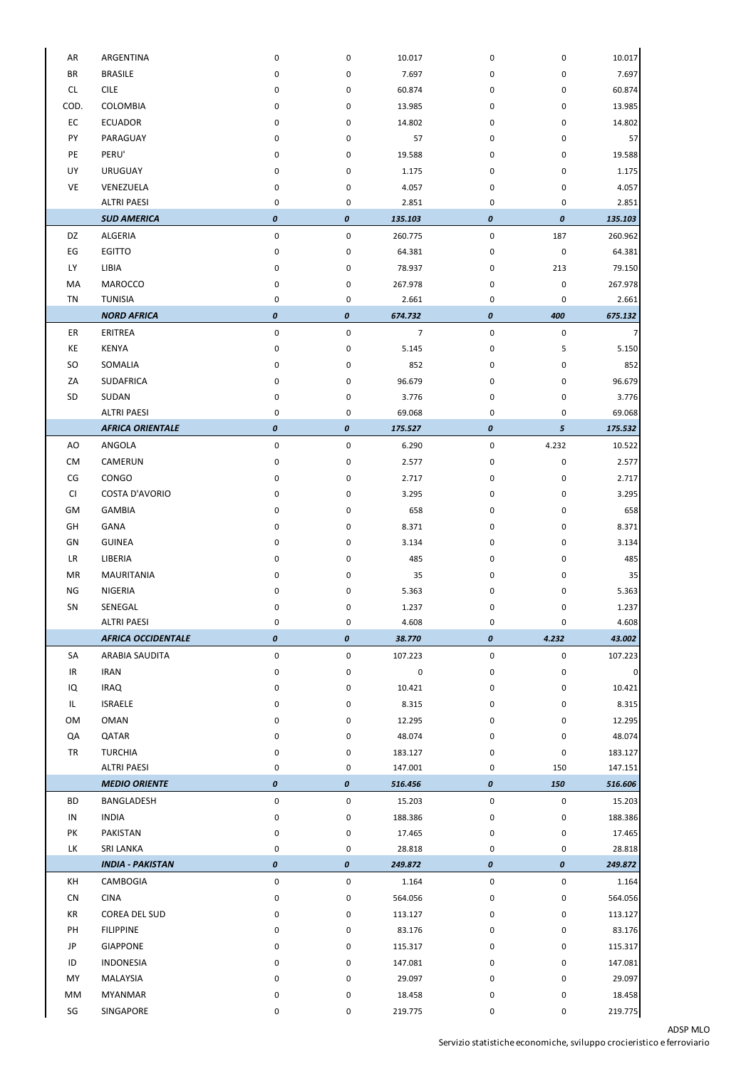| | | | | | | | |
|---|---|---|---|---|---|---|---|
| AR | ARGENTINA | 0 | 0 | 10.017 | 0 | 0 | 10.017 |
| BR | BRASILE | 0 | 0 | 7.697 | 0 | 0 | 7.697 |
| CL | CILE | 0 | 0 | 60.874 | 0 | 0 | 60.874 |
| COD. | COLOMBIA | 0 | 0 | 13.985 | 0 | 0 | 13.985 |
| EC | ECUADOR | 0 | 0 | 14.802 | 0 | 0 | 14.802 |
| PY | PARAGUAY | 0 | 0 | 57 | 0 | 0 | 57 |
| PE | PERU' | 0 | 0 | 19.588 | 0 | 0 | 19.588 |
| UY | URUGUAY | 0 | 0 | 1.175 | 0 | 0 | 1.175 |
| VE | VENEZUELA | 0 | 0 | 4.057 | 0 | 0 | 4.057 |
| | ALTRI PAESI | 0 | 0 | 2.851 | 0 | 0 | 2.851 |
| | ***SUD AMERICA*** | ***0*** | ***0*** | ***135.103*** | ***0*** | ***0*** | ***135.103*** |
| DZ | ALGERIA | 0 | 0 | 260.775 | 0 | 187 | 260.962 |
| EG | EGITTO | 0 | 0 | 64.381 | 0 | 0 | 64.381 |
| LY | LIBIA | 0 | 0 | 78.937 | 0 | 213 | 79.150 |
| MA | MAROCCO | 0 | 0 | 267.978 | 0 | 0 | 267.978 |
| TN | TUNISIA | 0 | 0 | 2.661 | 0 | 0 | 2.661 |
| | ***NORD AFRICA*** | ***0*** | ***0*** | ***674.732*** | ***0*** | ***400*** | ***675.132*** |
| ER | ERITREA | 0 | 0 | 7 | 0 | 0 | 7 |
| KE | KENYA | 0 | 0 | 5.145 | 0 | 5 | 5.150 |
| SO | SOMALIA | 0 | 0 | 852 | 0 | 0 | 852 |
| ZA | SUDAFRICA | 0 | 0 | 96.679 | 0 | 0 | 96.679 |
| SD | SUDAN | 0 | 0 | 3.776 | 0 | 0 | 3.776 |
| | ALTRI PAESI | 0 | 0 | 69.068 | 0 | 0 | 69.068 |
| | ***AFRICA ORIENTALE*** | ***0*** | ***0*** | ***175.527*** | ***0*** | ***5*** | ***175.532*** |
| AO | ANGOLA | 0 | 0 | 6.290 | 0 | 4.232 | 10.522 |
| CM | CAMERUN | 0 | 0 | 2.577 | 0 | 0 | 2.577 |
| CG | CONGO | 0 | 0 | 2.717 | 0 | 0 | 2.717 |
| CI | COSTA D'AVORIO | 0 | 0 | 3.295 | 0 | 0 | 3.295 |
| GM | GAMBIA | 0 | 0 | 658 | 0 | 0 | 658 |
| GH | GANA | 0 | 0 | 8.371 | 0 | 0 | 8.371 |
| GN | GUINEA | 0 | 0 | 3.134 | 0 | 0 | 3.134 |
| LR | LIBERIA | 0 | 0 | 485 | 0 | 0 | 485 |
| MR | MAURITANIA | 0 | 0 | 35 | 0 | 0 | 35 |
| NG | NIGERIA | 0 | 0 | 5.363 | 0 | 0 | 5.363 |
| SN | SENEGAL | 0 | 0 | 1.237 | 0 | 0 | 1.237 |
| | ALTRI PAESI | 0 | 0 | 4.608 | 0 | 0 | 4.608 |
| | ***AFRICA OCCIDENTALE*** | ***0*** | ***0*** | ***38.770*** | ***0*** | ***4.232*** | ***43.002*** |
| SA | ARABIA SAUDITA | 0 | 0 | 107.223 | 0 | 0 | 107.223 |
| IR | IRAN | 0 | 0 | 0 | 0 | 0 | 0 |
| IQ | IRAQ | 0 | 0 | 10.421 | 0 | 0 | 10.421 |
| IL | ISRAELE | 0 | 0 | 8.315 | 0 | 0 | 8.315 |
| OM | OMAN | 0 | 0 | 12.295 | 0 | 0 | 12.295 |
| QA | QATAR | 0 | 0 | 48.074 | 0 | 0 | 48.074 |
| TR | TURCHIA | 0 | 0 | 183.127 | 0 | 0 | 183.127 |
| | ALTRI PAESI | 0 | 0 | 147.001 | 0 | 150 | 147.151 |
| | ***MEDIO ORIENTE*** | ***0*** | ***0*** | ***516.456*** | ***0*** | ***150*** | ***516.606*** |
| BD | BANGLADESH | 0 | 0 | 15.203 | 0 | 0 | 15.203 |
| IN | INDIA | 0 | 0 | 188.386 | 0 | 0 | 188.386 |
| PK | PAKISTAN | 0 | 0 | 17.465 | 0 | 0 | 17.465 |
| LK | SRI LANKA | 0 | 0 | 28.818 | 0 | 0 | 28.818 |
| | ***INDIA - PAKISTAN*** | ***0*** | ***0*** | ***249.872*** | ***0*** | ***0*** | ***249.872*** |
| KH | CAMBOGIA | 0 | 0 | 1.164 | 0 | 0 | 1.164 |
| CN | CINA | 0 | 0 | 564.056 | 0 | 0 | 564.056 |
| KR | COREA DEL SUD | 0 | 0 | 113.127 | 0 | 0 | 113.127 |
| PH | FILIPPINE | 0 | 0 | 83.176 | 0 | 0 | 83.176 |
| JP | GIAPPONE | 0 | 0 | 115.317 | 0 | 0 | 115.317 |
| ID | INDONESIA | 0 | 0 | 147.081 | 0 | 0 | 147.081 |
| MY | MALAYSIA | 0 | 0 | 29.097 | 0 | 0 | 29.097 |
| MM | MYANMAR | 0 | 0 | 18.458 | 0 | 0 | 18.458 |
| SG | SINGAPORE | 0 | 0 | 219.775 | 0 | 0 | 219.775 |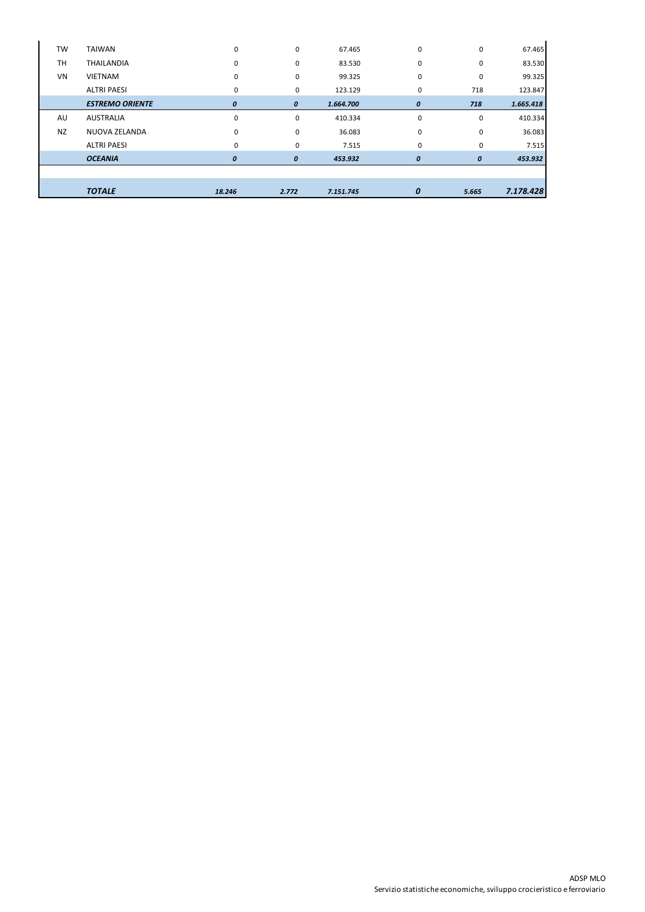| | | | | | | | |
|---|---|---|---|---|---|---|---|
| TW | TAIWAN | 0 | 0 | 67.465 | 0 | 0 | 67.465 |
| TH | THAILANDIA | 0 | 0 | 83.530 | 0 | 0 | 83.530 |
| VN | VIETNAM | 0 | 0 | 99.325 | 0 | 0 | 99.325 |
| | ALTRI PAESI | 0 | 0 | 123.129 | 0 | 718 | 123.847 |
| | ***ESTREMO ORIENTE*** | ***0*** | ***0*** | ***1.664.700*** | ***0*** | ***718*** | ***1.665.418*** |
| AU | AUSTRALIA | 0 | 0 | 410.334 | 0 | 0 | 410.334 |
| NZ | NUOVA ZELANDA | 0 | 0 | 36.083 | 0 | 0 | 36.083 |
| | ALTRI PAESI | 0 | 0 | 7.515 | 0 | 0 | 7.515 |
| | ***OCEANIA*** | ***0*** | ***0*** | ***453.932*** | ***0*** | ***0*** | ***453.932*** |
| | | | | | | | |
| | ***TOTALE*** | ***18.246*** | ***2.772*** | ***7.151.745*** | ***0*** | ***5.665*** | ***7.178.428*** |

ADSP MLO
Servizio statistiche economiche, sviluppo crocieristico e ferroviario